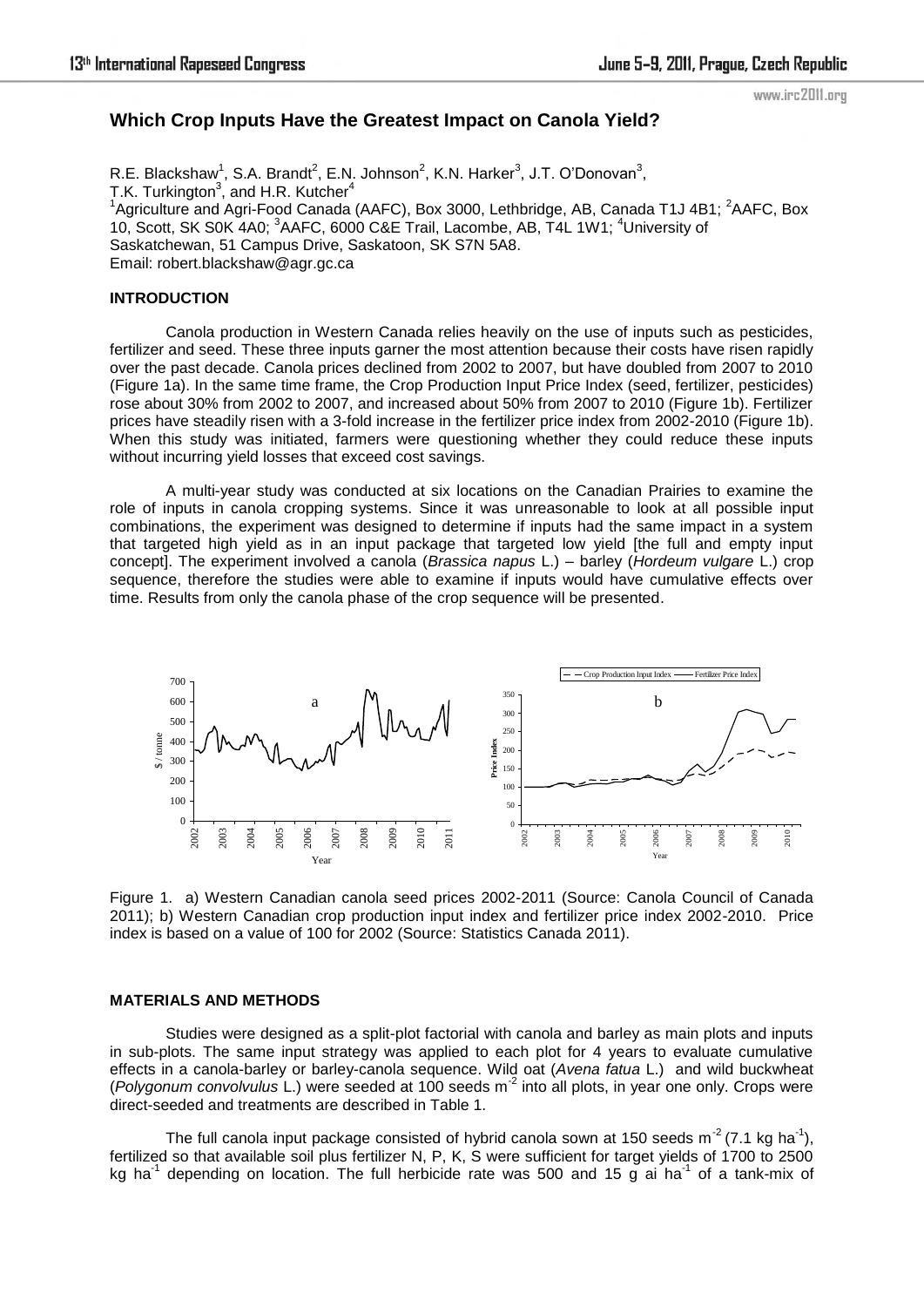# Which Crop Inputs Have the Greatest Impact on Canola Yield?

R.E. Blackshaw[1], S.A. Brandt[2], E.N. Johnson[2], K.N. Harker[3], J.T. O'Donovan[3], T.K. Turkington[3], and H.R. Kutcher[4]

[1]Agriculture and Agri-Food Canada (AAFC), Box 3000, Lethbridge, AB, Canada T1J 4B1; [2]AAFC, Box 10, Scott, SK S0K 4A0; [3]AAFC, 6000 C&E Trail, Lacombe, AB, T4L 1W1; [4]University of Saskatchewan, 51 Campus Drive, Saskatoon, SK S7N 5A8.
Email: robert.blackshaw@agr.gc.ca

## INTRODUCTION

Canola production in Western Canada relies heavily on the use of inputs such as pesticides, fertilizer and seed. These three inputs garner the most attention because their costs have risen rapidly over the past decade. Canola prices declined from 2002 to 2007, but have doubled from 2007 to 2010 (Figure 1a). In the same time frame, the Crop Production Input Price Index (seed, fertilizer, pesticides) rose about 30% from 2002 to 2007, and increased about 50% from 2007 to 2010 (Figure 1b). Fertilizer prices have steadily risen with a 3-fold increase in the fertilizer price index from 2002-2010 (Figure 1b). When this study was initiated, farmers were questioning whether they could reduce these inputs without incurring yield losses that exceed cost savings.

A multi-year study was conducted at six locations on the Canadian Prairies to examine the role of inputs in canola cropping systems. Since it was unreasonable to look at all possible input combinations, the experiment was designed to determine if inputs had the same impact in a system that targeted high yield as in an input package that targeted low yield [the full and empty input concept]. The experiment involved a canola (*Brassica napus* L.) – barley (*Hordeum vulgare* L.) crop sequence, therefore the studies were able to examine if inputs would have cumulative effects over time. Results from only the canola phase of the crop sequence will be presented.

Figure 1. a) Western Canadian canola seed prices 2002-2011 (Source: Canola Council of Canada 2011); b) Western Canadian crop production input index and fertilizer price index 2002-2010. Price index is based on a value of 100 for 2002 (Source: Statistics Canada 2011).

## MATERIALS AND METHODS

Studies were designed as a split-plot factorial with canola and barley as main plots and inputs in sub-plots. The same input strategy was applied to each plot for 4 years to evaluate cumulative effects in a canola-barley or barley-canola sequence. Wild oat (*Avena fatua* L.) and wild buckwheat (*Polygonum convolvulus* L.) were seeded at 100 seeds m$^{-2}$ into all plots, in year one only. Crops were direct-seeded and treatments are described in Table 1.

The full canola input package consisted of hybrid canola sown at 150 seeds m$^{-2}$ (7.1 kg ha$^{-1}$), fertilized so that available soil plus fertilizer N, P, K, S were sufficient for target yields of 1700 to 2500 kg ha$^{-1}$ depending on location. The full herbicide rate was 500 and 15 g ai ha$^{-1}$ of a tank-mix of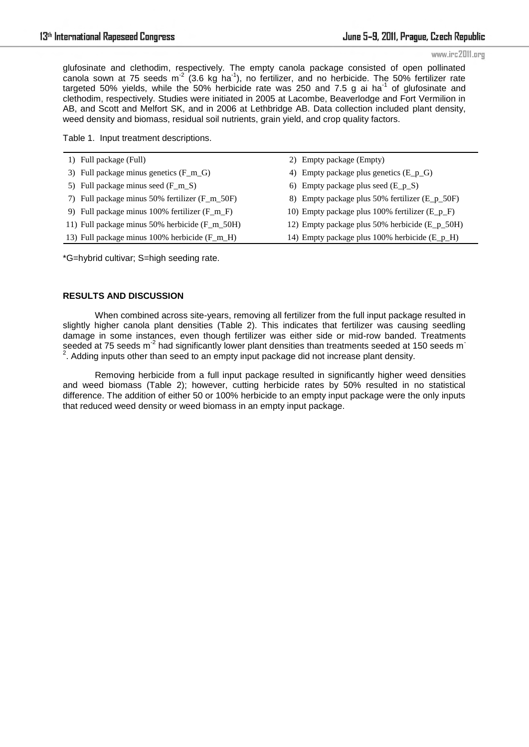glufosinate and clethodim, respectively. The empty canola package consisted of open pollinated canola sown at 75 seeds $m^{-2}$ (3.6 kg $ha^{-1}$), no fertilizer, and no herbicide. The 50% fertilizer rate targeted 50% yields, while the 50% herbicide rate was 250 and 7.5 g ai $ha^{-1}$ of glufosinate and clethodim, respectively. Studies were initiated in 2005 at Lacombe, Beaverlodge and Fort Vermilion in AB, and Scott and Melfort SK, and in 2006 at Lethbridge AB. Data collection included plant density, weed density and biomass, residual soil nutrients, grain yield, and crop quality factors.

Table 1. Input treatment descriptions.

| | |
|---|---|
| 1) Full package (Full) | 2) Empty package (Empty) |
| 3) Full package minus genetics (F_m_G) | 4) Empty package plus genetics (E_p_G) |
| 5) Full package minus seed (F_m_S) | 6) Empty package plus seed (E_p_S) |
| 7) Full package minus 50% fertilizer (F_m_50F) | 8) Empty package plus 50% fertilizer (E_p_50F) |
| 9) Full package minus 100% fertilizer (F_m_F) | 10) Empty package plus 100% fertilizer (E_p_F) |
| 11) Full package minus 50% herbicide (F_m_50H) | 12) Empty package plus 50% herbicide (E_p_50H) |
| 13) Full package minus 100% herbicide (F_m_H) | 14) Empty package plus 100% herbicide (E_p_H) |

*G=hybrid cultivar; S=high seeding rate.

## RESULTS AND DISCUSSION

When combined across site-years, removing all fertilizer from the full input package resulted in slightly higher canola plant densities (Table 2). This indicates that fertilizer was causing seedling damage in some instances, even though fertilizer was either side or mid-row banded. Treatments seeded at 75 seeds $m^{-2}$ had significantly lower plant densities than treatments seeded at 150 seeds $m^{-2}$. Adding inputs other than seed to an empty input package did not increase plant density.

Removing herbicide from a full input package resulted in significantly higher weed densities and weed biomass (Table 2); however, cutting herbicide rates by 50% resulted in no statistical difference. The addition of either 50 or 100% herbicide to an empty input package were the only inputs that reduced weed density or weed biomass in an empty input package.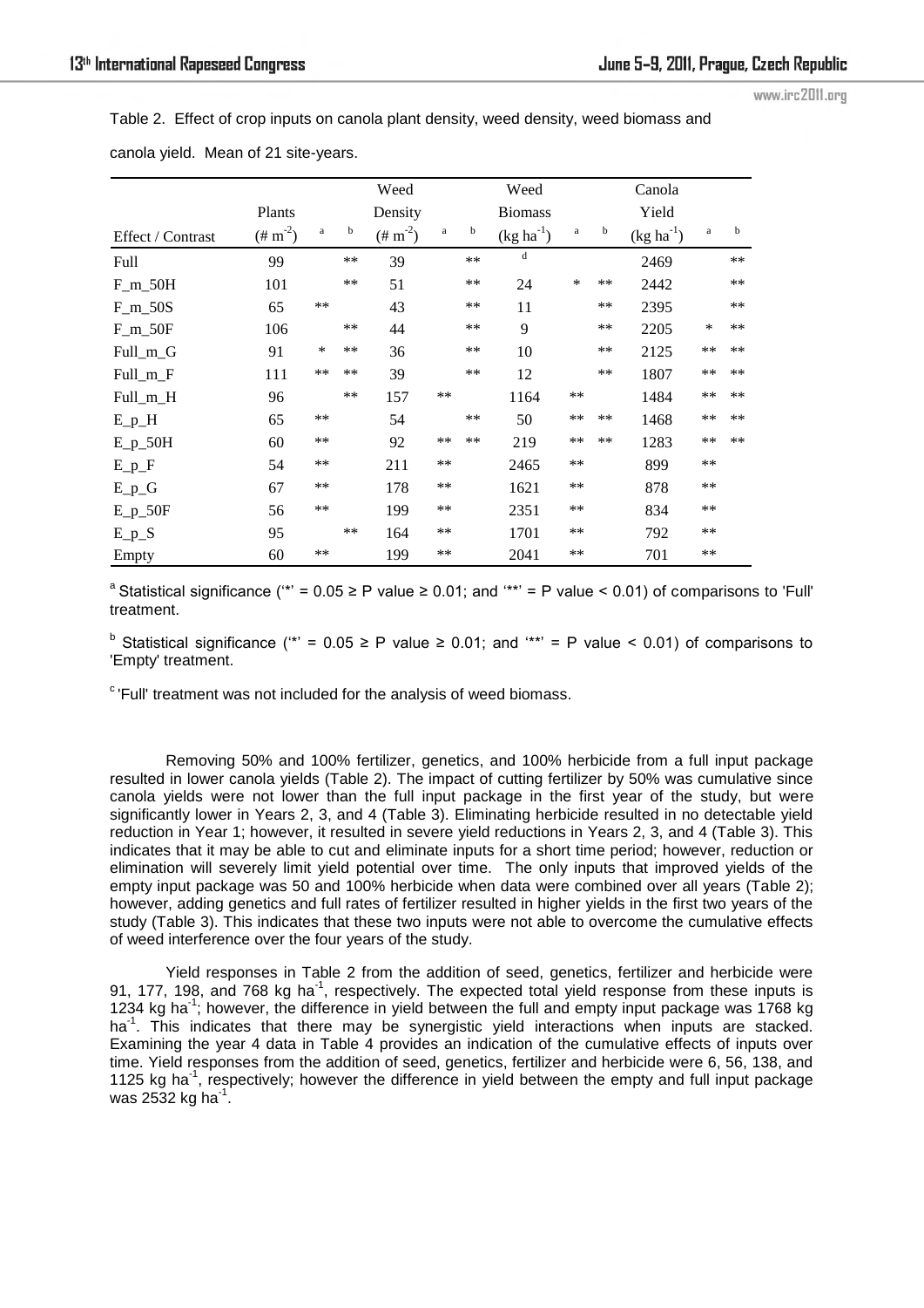Table 2. Effect of crop inputs on canola plant density, weed density, weed biomass and canola yield. Mean of 21 site-years.

| Effect / Contrast | Plants (# m$^{-2}$) | a | b | Weed Density (# m$^{-2}$) | a | b | Weed Biomass (kg ha$^{-1}$) | a | b | Canola Yield (kg ha$^{-1}$) | a | b |
|---|---|---|---|---|---|---|---|---|---|---|---|---|
| Full | 99 | | ** | 39 | | ** | d | | | 2469 | | ** |
| F_m_50H | 101 | | ** | 51 | | ** | 24 | * | ** | 2442 | | ** |
| F_m_50S | 65 | ** | | 43 | | ** | 11 | | ** | 2395 | | ** |
| F_m_50F | 106 | | ** | 44 | | ** | 9 | | ** | 2205 | * | ** |
| Full_m_G | 91 | * | ** | 36 | | ** | 10 | | ** | 2125 | ** | ** |
| Full_m_F | 111 | ** | ** | 39 | | ** | 12 | | ** | 1807 | ** | ** |
| Full_m_H | 96 | | ** | 157 | ** | | 1164 | ** | | 1484 | ** | ** |
| E_p_H | 65 | ** | | 54 | | ** | 50 | ** | ** | 1468 | ** | ** |
| E_p_50H | 60 | ** | | 92 | ** | ** | 219 | ** | ** | 1283 | ** | ** |
| E_p_F | 54 | ** | | 211 | ** | | 2465 | ** | | 899 | ** | |
| E_p_G | 67 | ** | | 178 | ** | | 1621 | ** | | 878 | ** | |
| E_p_50F | 56 | ** | | 199 | ** | | 2351 | ** | | 834 | ** | |
| E_p_S | 95 | | ** | 164 | ** | | 1701 | ** | | 792 | ** | |
| Empty | 60 | ** | | 199 | ** | | 2041 | ** | | 701 | ** | |

[a] Statistical significance ('*' = 0.05 ≥ P value ≥ 0.01; and '**' = P value < 0.01) of comparisons to 'Full' treatment.

[b] Statistical significance ('*' = 0.05 ≥ P value ≥ 0.01; and '**' = P value < 0.01) of comparisons to 'Empty' treatment.

[c] 'Full' treatment was not included for the analysis of weed biomass.

Removing 50% and 100% fertilizer, genetics, and 100% herbicide from a full input package resulted in lower canola yields (Table 2). The impact of cutting fertilizer by 50% was cumulative since canola yields were not lower than the full input package in the first year of the study, but were significantly lower in Years 2, 3, and 4 (Table 3). Eliminating herbicide resulted in no detectable yield reduction in Year 1; however, it resulted in severe yield reductions in Years 2, 3, and 4 (Table 3). This indicates that it may be able to cut and eliminate inputs for a short time period; however, reduction or elimination will severely limit yield potential over time. The only inputs that improved yields of the empty input package was 50 and 100% herbicide when data were combined over all years (Table 2); however, adding genetics and full rates of fertilizer resulted in higher yields in the first two years of the study (Table 3). This indicates that these two inputs were not able to overcome the cumulative effects of weed interference over the four years of the study.

Yield responses in Table 2 from the addition of seed, genetics, fertilizer and herbicide were 91, 177, 198, and 768 kg ha$^{-1}$, respectively. The expected total yield response from these inputs is 1234 kg ha$^{-1}$; however, the difference in yield between the full and empty input package was 1768 kg ha$^{-1}$. This indicates that there may be synergistic yield interactions when inputs are stacked. Examining the year 4 data in Table 4 provides an indication of the cumulative effects of inputs over time. Yield responses from the addition of seed, genetics, fertilizer and herbicide were 6, 56, 138, and 1125 kg ha$^{-1}$, respectively; however the difference in yield between the empty and full input package was 2532 kg ha$^{-1}$.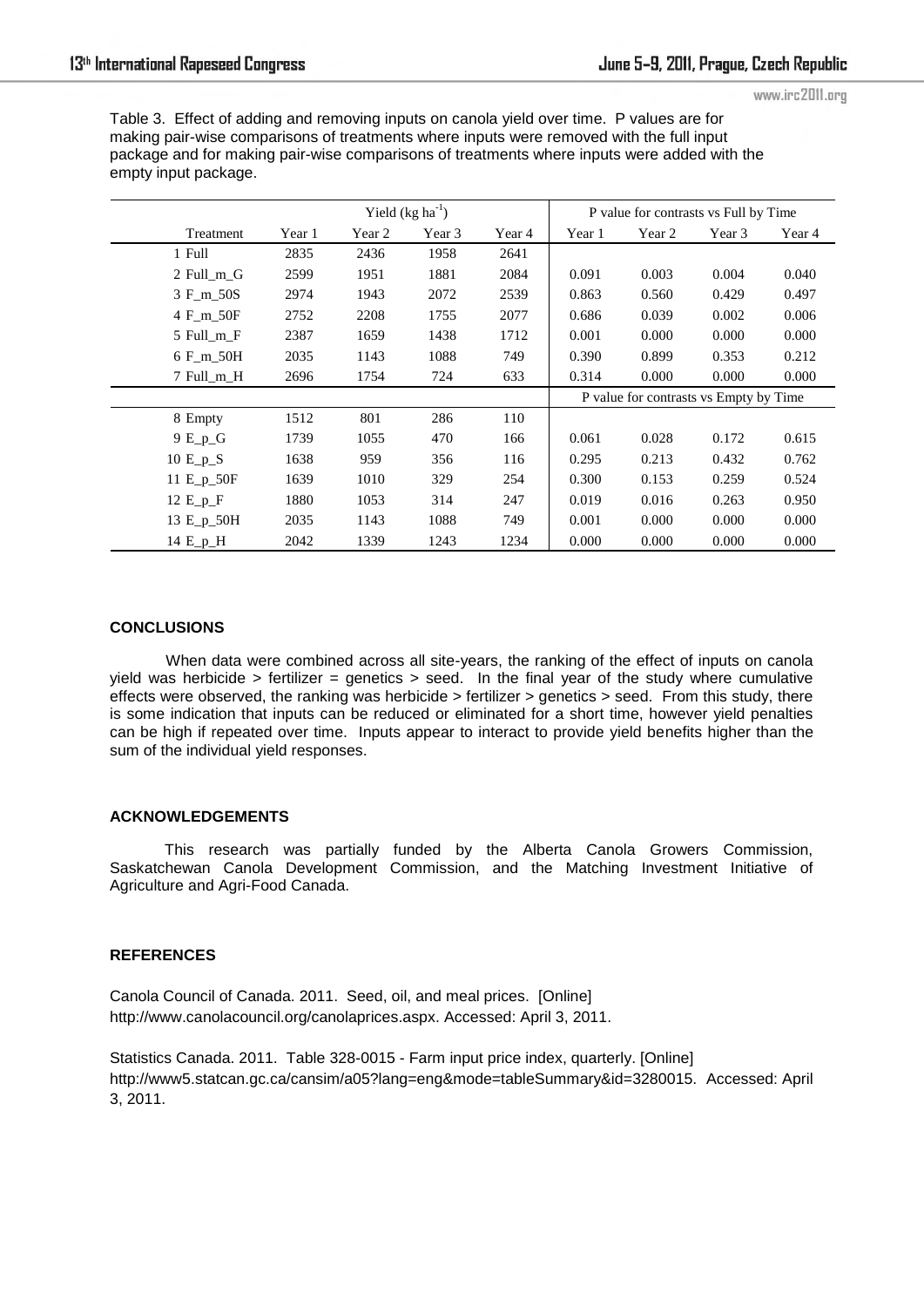Table 3. Effect of adding and removing inputs on canola yield over time. P values are for making pair-wise comparisons of treatments where inputs were removed with the full input package and for making pair-wise comparisons of treatments where inputs were added with the empty input package.

| | Yield (kg ha$^{-1}$) | | | | P value for contrasts vs Full by Time | | | |
|---|---|---|---|---|---|---|---|---|
| Treatment | Year 1 | Year 2 | Year 3 | Year 4 | Year 1 | Year 2 | Year 3 | Year 4 |
| 1 Full | 2835 | 2436 | 1958 | 2641 | | | | |
| 2 Full_m_G | 2599 | 1951 | 1881 | 2084 | 0.091 | 0.003 | 0.004 | 0.040 |
| 3 F_m_50S | 2974 | 1943 | 2072 | 2539 | 0.863 | 0.560 | 0.429 | 0.497 |
| 4 F_m_50F | 2752 | 2208 | 1755 | 2077 | 0.686 | 0.039 | 0.002 | 0.006 |
| 5 Full_m_F | 2387 | 1659 | 1438 | 1712 | 0.001 | 0.000 | 0.000 | 0.000 |
| 6 F_m_50H | 2035 | 1143 | 1088 | 749 | 0.390 | 0.899 | 0.353 | 0.212 |
| 7 Full_m_H | 2696 | 1754 | 724 | 633 | 0.314 | 0.000 | 0.000 | 0.000 |
| | | | | | P value for contrasts vs Empty by Time | | | |
| 8 Empty | 1512 | 801 | 286 | 110 | | | | |
| 9 E_p_G | 1739 | 1055 | 470 | 166 | 0.061 | 0.028 | 0.172 | 0.615 |
| 10 E_p_S | 1638 | 959 | 356 | 116 | 0.295 | 0.213 | 0.432 | 0.762 |
| 11 E_p_50F | 1639 | 1010 | 329 | 254 | 0.300 | 0.153 | 0.259 | 0.524 |
| 12 E_p_F | 1880 | 1053 | 314 | 247 | 0.019 | 0.016 | 0.263 | 0.950 |
| 13 E_p_50H | 2035 | 1143 | 1088 | 749 | 0.001 | 0.000 | 0.000 | 0.000 |
| 14 E_p_H | 2042 | 1339 | 1243 | 1234 | 0.000 | 0.000 | 0.000 | 0.000 |

## CONCLUSIONS

When data were combined across all site-years, the ranking of the effect of inputs on canola yield was herbicide > fertilizer = genetics > seed. In the final year of the study where cumulative effects were observed, the ranking was herbicide > fertilizer > genetics > seed. From this study, there is some indication that inputs can be reduced or eliminated for a short time, however yield penalties can be high if repeated over time. Inputs appear to interact to provide yield benefits higher than the sum of the individual yield responses.

## ACKNOWLEDGEMENTS

This research was partially funded by the Alberta Canola Growers Commission, Saskatchewan Canola Development Commission, and the Matching Investment Initiative of Agriculture and Agri-Food Canada.

## REFERENCES

Canola Council of Canada. 2011. Seed, oil, and meal prices. [Online] http://www.canolacouncil.org/canolaprices.aspx. Accessed: April 3, 2011.

Statistics Canada. 2011. Table 328-0015 - Farm input price index, quarterly. [Online] http://www5.statcan.gc.ca/cansim/a05?lang=eng&mode=tableSummary&id=3280015. Accessed: April 3, 2011.